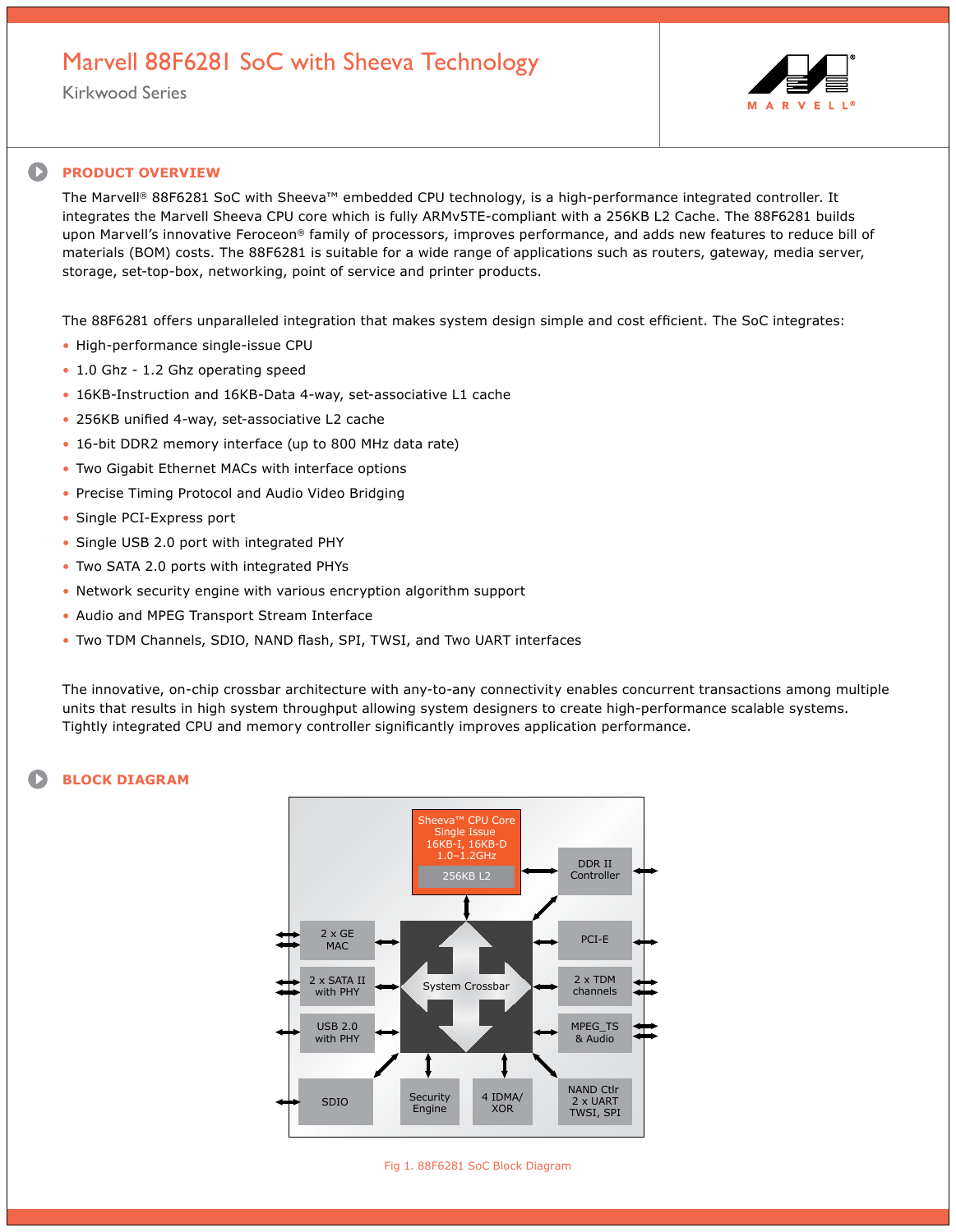# Marvell 88F6281 SoC with Sheeva Technology

Kirkwood Series

## PRODUCT OVERVIEW

The Marvell® 88F6281 SoC with Sheeva™ embedded CPU technology, is a high-performance integrated controller. It integrates the Marvell Sheeva CPU core which is fully ARMv5TE-compliant with a 256KB L2 Cache. The 88F6281 builds upon Marvell's innovative Feroceon® family of processors, improves performance, and adds new features to reduce bill of materials (BOM) costs. The 88F6281 is suitable for a wide range of applications such as routers, gateway, media server, storage, set-top-box, networking, point of service and printer products.

The 88F6281 offers unparalleled integration that makes system design simple and cost efficient. The SoC integrates:

- High-performance single-issue CPU
- 1.0 Ghz - 1.2 Ghz operating speed
- 16KB-Instruction and 16KB-Data 4-way, set-associative L1 cache
- 256KB unified 4-way, set-associative L2 cache
- 16-bit DDR2 memory interface (up to 800 MHz data rate)
- Two Gigabit Ethernet MACs with interface options
- Precise Timing Protocol and Audio Video Bridging
- Single PCI-Express port
- Single USB 2.0 port with integrated PHY
- Two SATA 2.0 ports with integrated PHYs
- Network security engine with various encryption algorithm support
- Audio and MPEG Transport Stream Interface
- Two TDM Channels, SDIO, NAND flash, SPI, TWSI, and Two UART interfaces

The innovative, on-chip crossbar architecture with any-to-any connectivity enables concurrent transactions among multiple units that results in high system throughput allowing system designers to create high-performance scalable systems. Tightly integrated CPU and memory controller significantly improves application performance.

## BLOCK DIAGRAM

Sheeva™ CPU Core
Single Issue
16KB-I, 16KB-D
1.0–1.2GHz
256KB L2

DDR II Controller | PCI-E | 2 x TDM channels | MPEG_TS & Audio | NAND Ctlr 2 x UART TWSI, SPI

2 x GE MAC | 2 x SATA II with PHY | USB 2.0 with PHY | SDIO

System Crossbar

Security Engine | 4 IDMA/ XOR

Fig 1. 88F6281 SoC Block Diagram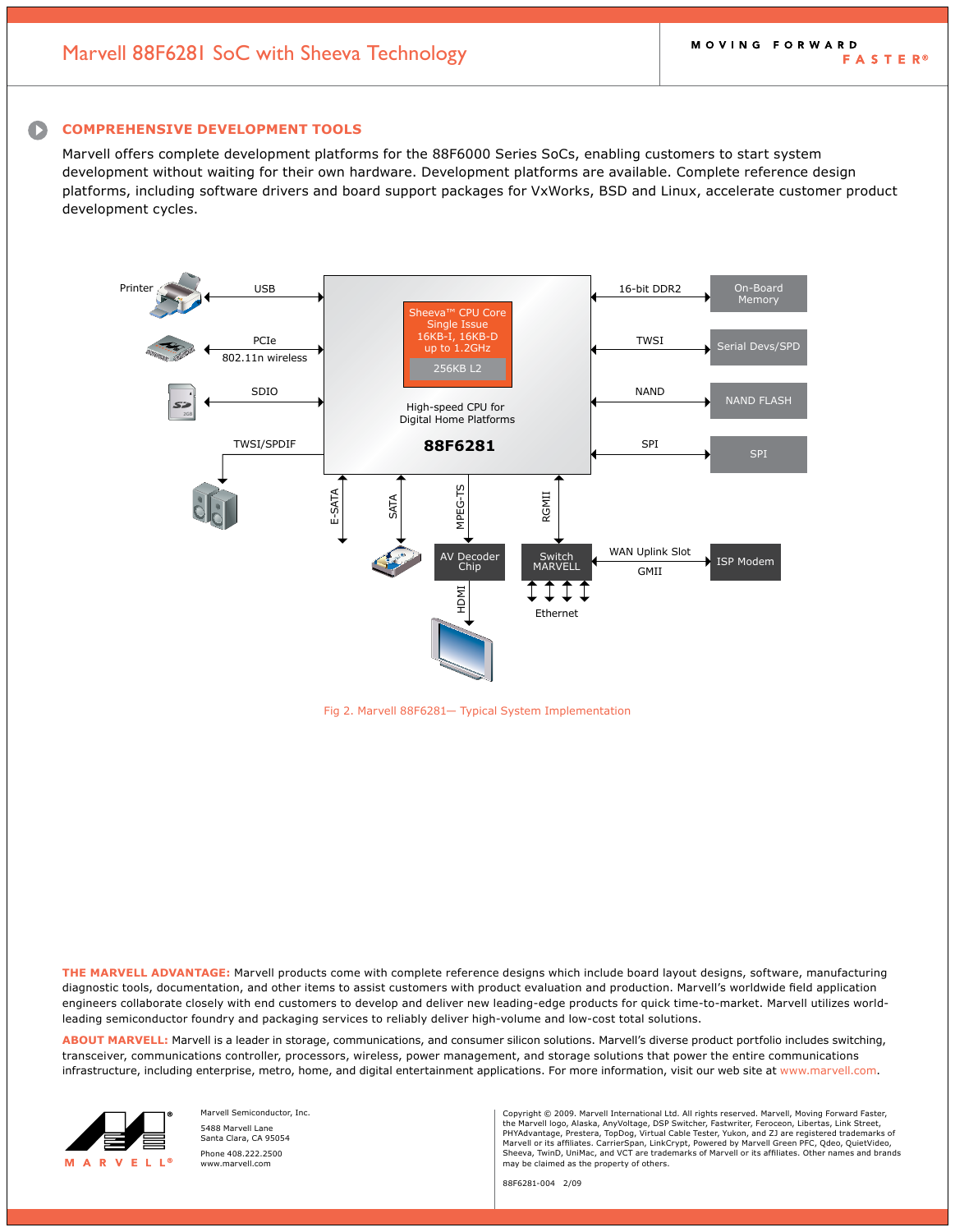## COMPREHENSIVE DEVELOPMENT TOOLS

Marvell offers complete development platforms for the 88F6000 Series SoCs, enabling customers to start system development without waiting for their own hardware. Development platforms are available. Complete reference design platforms, including software drivers and board support packages for VxWorks, BSD and Linux, accelerate customer product development cycles.

Printer
USB
PCIe
802.11n wireless
SDIO
TWSI/SPDIF
Sheeva™ CPU Core
Single Issue
16KB-I, 16KB-D
up to 1.2GHz
256KB L2
High-speed CPU for
Digital Home Platforms
88F6281
16-bit DDR2
On-Board Memory
TWSI
Serial Devs/SPD
NAND
NAND FLASH
SPI
SPI
E-SATA
SATA
MPEG-TS
RGMII
AV Decoder Chip
HDMI
Switch MARVELL
Ethernet
WAN Uplink Slot
GMII
ISP Modem

Fig 2. Marvell 88F6281— Typical System Implementation

**THE MARVELL ADVANTAGE:** Marvell products come with complete reference designs which include board layout designs, software, manufacturing diagnostic tools, documentation, and other items to assist customers with product evaluation and production. Marvell's worldwide field application engineers collaborate closely with end customers to develop and deliver new leading-edge products for quick time-to-market. Marvell utilizes world-leading semiconductor foundry and packaging services to reliably deliver high-volume and low-cost total solutions.

**ABOUT MARVELL:** Marvell is a leader in storage, communications, and consumer silicon solutions. Marvell's diverse product portfolio includes switching, transceiver, communications controller, processors, wireless, power management, and storage solutions that power the entire communications infrastructure, including enterprise, metro, home, and digital entertainment applications. For more information, visit our web site at www.marvell.com.

MARVELL®

Marvell Semiconductor, Inc.
5488 Marvell Lane
Santa Clara, CA 95054
Phone 408.222.2500
www.marvell.com

Copyright © 2009. Marvell International Ltd. All rights reserved. Marvell, Moving Forward Faster, the Marvell logo, Alaska, AnyVoltage, DSP Switcher, Fastwriter, Feroceon, Libertas, Link Street, PHYAdvantage, Prestera, TopDog, Virtual Cable Tester, Yukon, and ZJ are registered trademarks of Marvell or its affiliates. CarrierSpan, LinkCrypt, Powered by Marvell Green PFC, Qdeo, QuietVideo, Sheeva, TwinD, UniMac, and VCT are trademarks of Marvell or its affiliates. Other names and brands may be claimed as the property of others.

88F6281-004 2/09